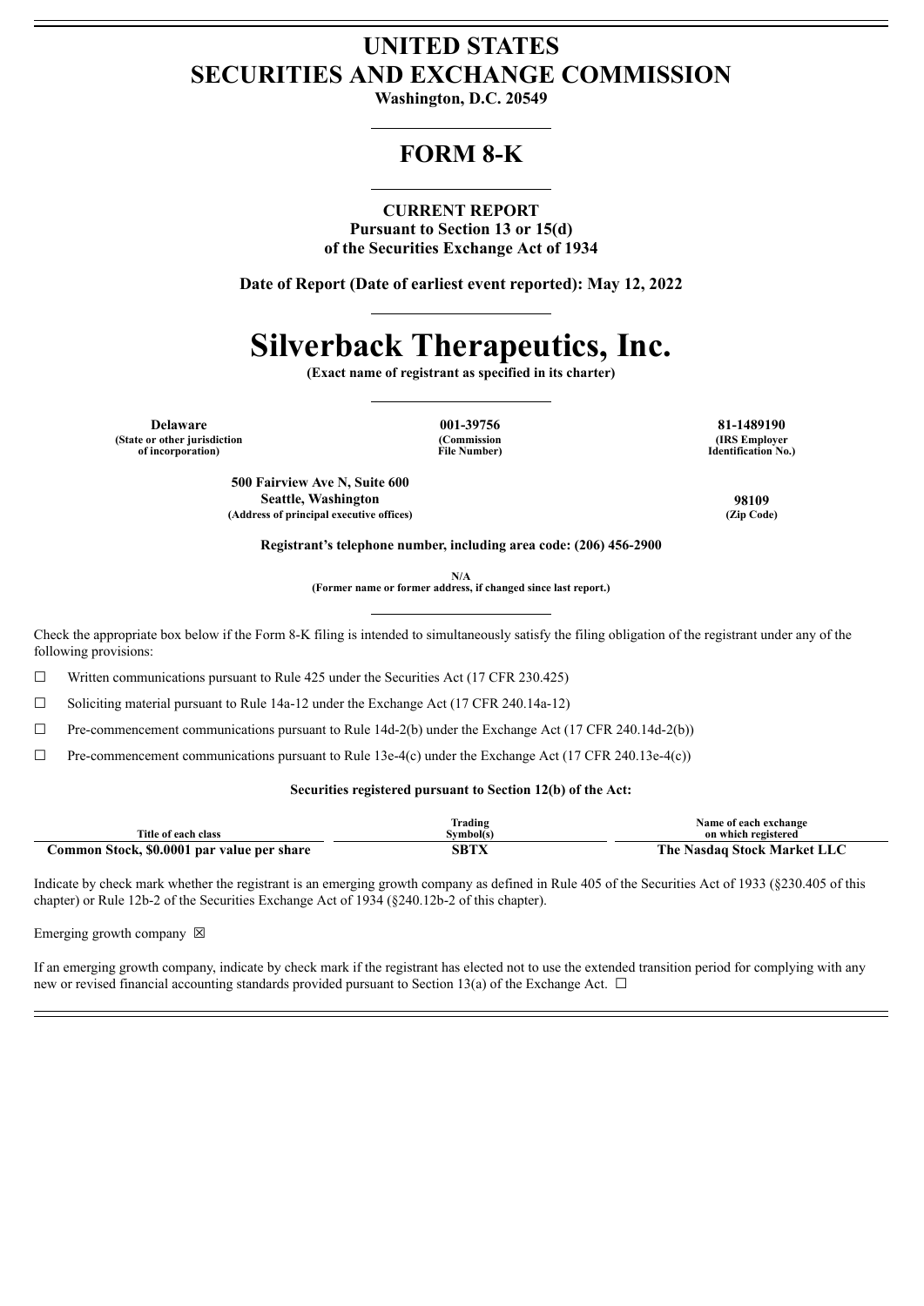# UNITED STATES
# SECURITIES AND EXCHANGE COMMISSION

**Washington, D.C. 20549**

## FORM 8-K

**CURRENT REPORT**
**Pursuant to Section 13 or 15(d)**
**of the Securities Exchange Act of 1934**

**Date of Report (Date of earliest event reported): May 12, 2022**

# Silverback Therapeutics, Inc.

**(Exact name of registrant as specified in its charter)**

| Delaware | 001-39756 | 81-1489190 |
|---|---|---|
| (State or other jurisdiction of incorporation) | (Commission File Number) | (IRS Employer Identification No.) |

| 500 Fairview Ave N, Suite 600 Seattle, Washington | 98109 |
|---|---|
| (Address of principal executive offices) | (Zip Code) |

**Registrant's telephone number, including area code: (206) 456-2900**

N/A
(Former name or former address, if changed since last report.)

Check the appropriate box below if the Form 8-K filing is intended to simultaneously satisfy the filing obligation of the registrant under any of the following provisions:

☐ Written communications pursuant to Rule 425 under the Securities Act (17 CFR 230.425)

☐ Soliciting material pursuant to Rule 14a-12 under the Exchange Act (17 CFR 240.14a-12)

☐ Pre-commencement communications pursuant to Rule 14d-2(b) under the Exchange Act (17 CFR 240.14d-2(b))

☐ Pre-commencement communications pursuant to Rule 13e-4(c) under the Exchange Act (17 CFR 240.13e-4(c))

**Securities registered pursuant to Section 12(b) of the Act:**

| Title of each class | Trading Symbol(s) | Name of each exchange on which registered |
|---|---|---|
| **Common Stock, $0.0001 par value per share** | **SBTX** | **The Nasdaq Stock Market LLC** |

Indicate by check mark whether the registrant is an emerging growth company as defined in Rule 405 of the Securities Act of 1933 (§230.405 of this chapter) or Rule 12b-2 of the Securities Exchange Act of 1934 (§240.12b-2 of this chapter).

Emerging growth company ☒

If an emerging growth company, indicate by check mark if the registrant has elected not to use the extended transition period for complying with any new or revised financial accounting standards provided pursuant to Section 13(a) of the Exchange Act. ☐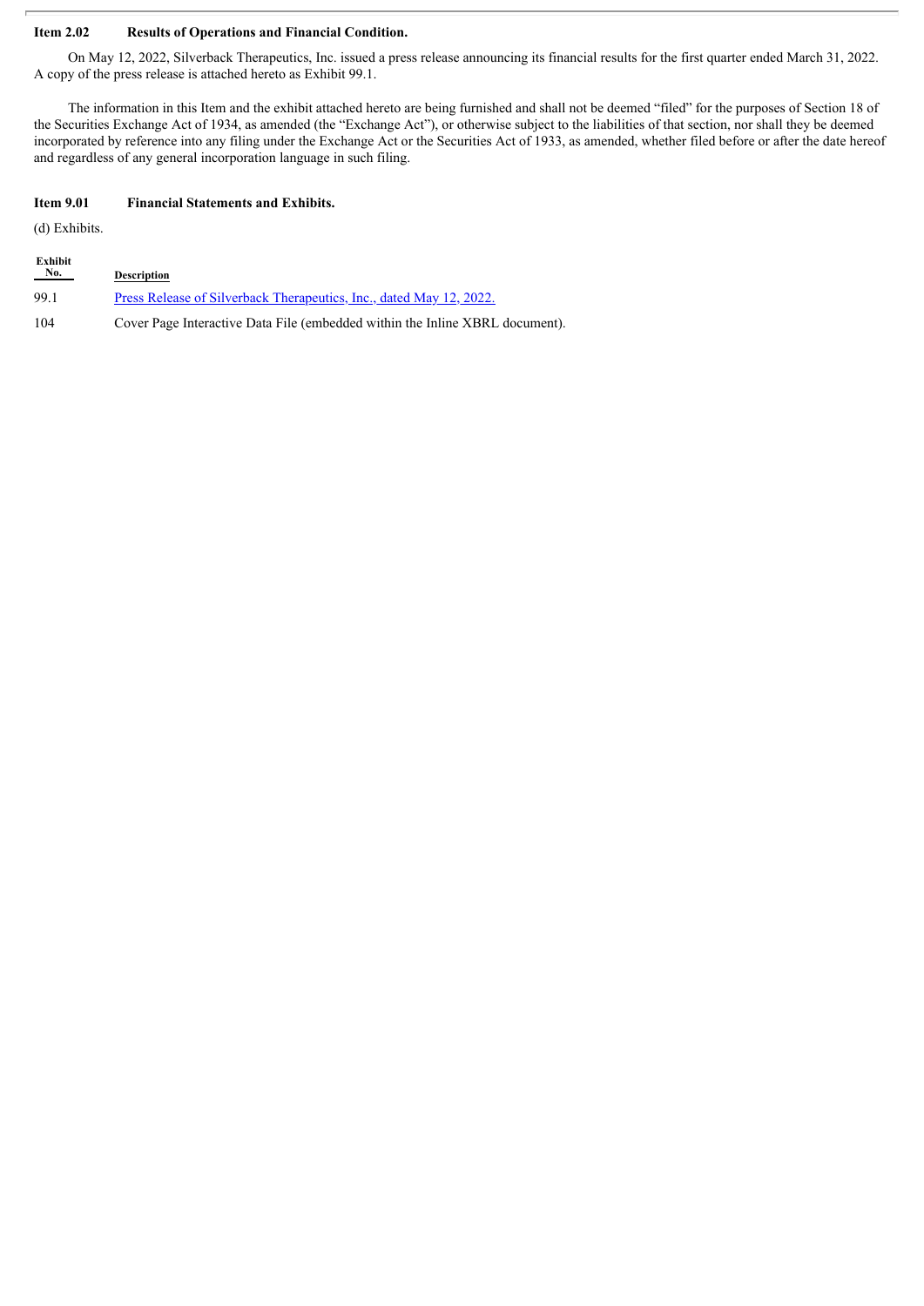**Item 2.02 Results of Operations and Financial Condition.**

On May 12, 2022, Silverback Therapeutics, Inc. issued a press release announcing its financial results for the first quarter ended March 31, 2022. A copy of the press release is attached hereto as Exhibit 99.1.

The information in this Item and the exhibit attached hereto are being furnished and shall not be deemed "filed" for the purposes of Section 18 of the Securities Exchange Act of 1934, as amended (the "Exchange Act"), or otherwise subject to the liabilities of that section, nor shall they be deemed incorporated by reference into any filing under the Exchange Act or the Securities Act of 1933, as amended, whether filed before or after the date hereof and regardless of any general incorporation language in such filing.

**Item 9.01 Financial Statements and Exhibits.**

(d) Exhibits.

| Exhibit No. | Description |
|---|---|
| 99.1 | Press Release of Silverback Therapeutics, Inc., dated May 12, 2022. |
| 104 | Cover Page Interactive Data File (embedded within the Inline XBRL document). |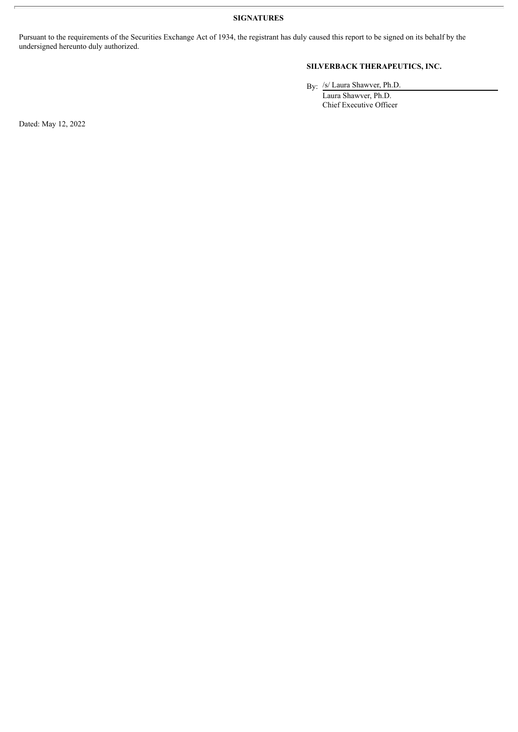**SIGNATURES**

Pursuant to the requirements of the Securities Exchange Act of 1934, the registrant has duly caused this report to be signed on its behalf by the undersigned hereunto duly authorized.

**SILVERBACK THERAPEUTICS, INC.**

By: /s/ Laura Shawver, Ph.D.
Laura Shawver, Ph.D.
Chief Executive Officer

Dated: May 12, 2022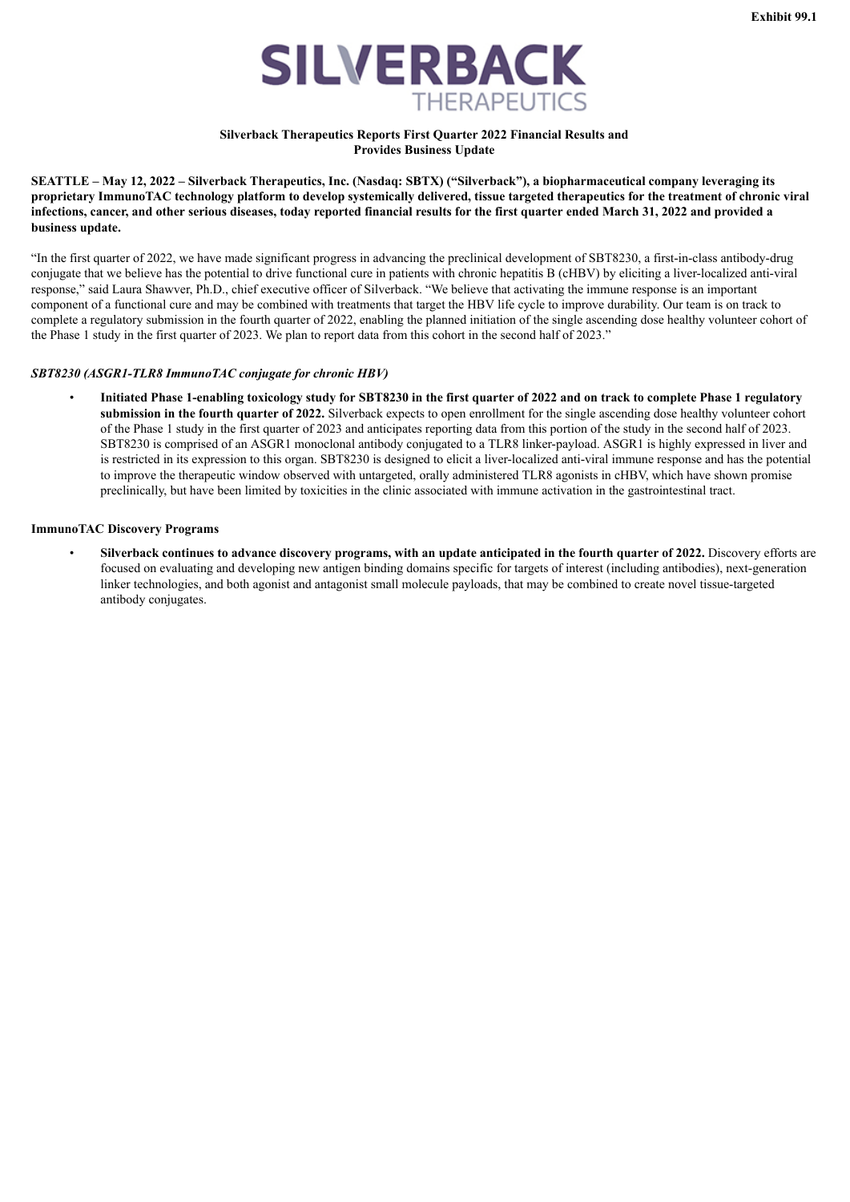Exhibit 99.1

# SILVERBACK THERAPEUTICS

**Silverback Therapeutics Reports First Quarter 2022 Financial Results and Provides Business Update**

**SEATTLE – May 12, 2022 – Silverback Therapeutics, Inc. (Nasdaq: SBTX) ("Silverback"), a biopharmaceutical company leveraging its proprietary ImmunoTAC technology platform to develop systemically delivered, tissue targeted therapeutics for the treatment of chronic viral infections, cancer, and other serious diseases, today reported financial results for the first quarter ended March 31, 2022 and provided a business update.**

"In the first quarter of 2022, we have made significant progress in advancing the preclinical development of SBT8230, a first-in-class antibody-drug conjugate that we believe has the potential to drive functional cure in patients with chronic hepatitis B (cHBV) by eliciting a liver-localized anti-viral response," said Laura Shawver, Ph.D., chief executive officer of Silverback. "We believe that activating the immune response is an important component of a functional cure and may be combined with treatments that target the HBV life cycle to improve durability. Our team is on track to complete a regulatory submission in the fourth quarter of 2022, enabling the planned initiation of the single ascending dose healthy volunteer cohort of the Phase 1 study in the first quarter of 2023. We plan to report data from this cohort in the second half of 2023."

***SBT8230 (ASGR1-TLR8 ImmunoTAC conjugate for chronic HBV)***

- **Initiated Phase 1-enabling toxicology study for SBT8230 in the first quarter of 2022 and on track to complete Phase 1 regulatory submission in the fourth quarter of 2022.** Silverback expects to open enrollment for the single ascending dose healthy volunteer cohort of the Phase 1 study in the first quarter of 2023 and anticipates reporting data from this portion of the study in the second half of 2023. SBT8230 is comprised of an ASGR1 monoclonal antibody conjugated to a TLR8 linker-payload. ASGR1 is highly expressed in liver and is restricted in its expression to this organ. SBT8230 is designed to elicit a liver-localized anti-viral immune response and has the potential to improve the therapeutic window observed with untargeted, orally administered TLR8 agonists in cHBV, which have shown promise preclinically, but have been limited by toxicities in the clinic associated with immune activation in the gastrointestinal tract.

**ImmunoTAC Discovery Programs**

- **Silverback continues to advance discovery programs, with an update anticipated in the fourth quarter of 2022.** Discovery efforts are focused on evaluating and developing new antigen binding domains specific for targets of interest (including antibodies), next-generation linker technologies, and both agonist and antagonist small molecule payloads, that may be combined to create novel tissue-targeted antibody conjugates.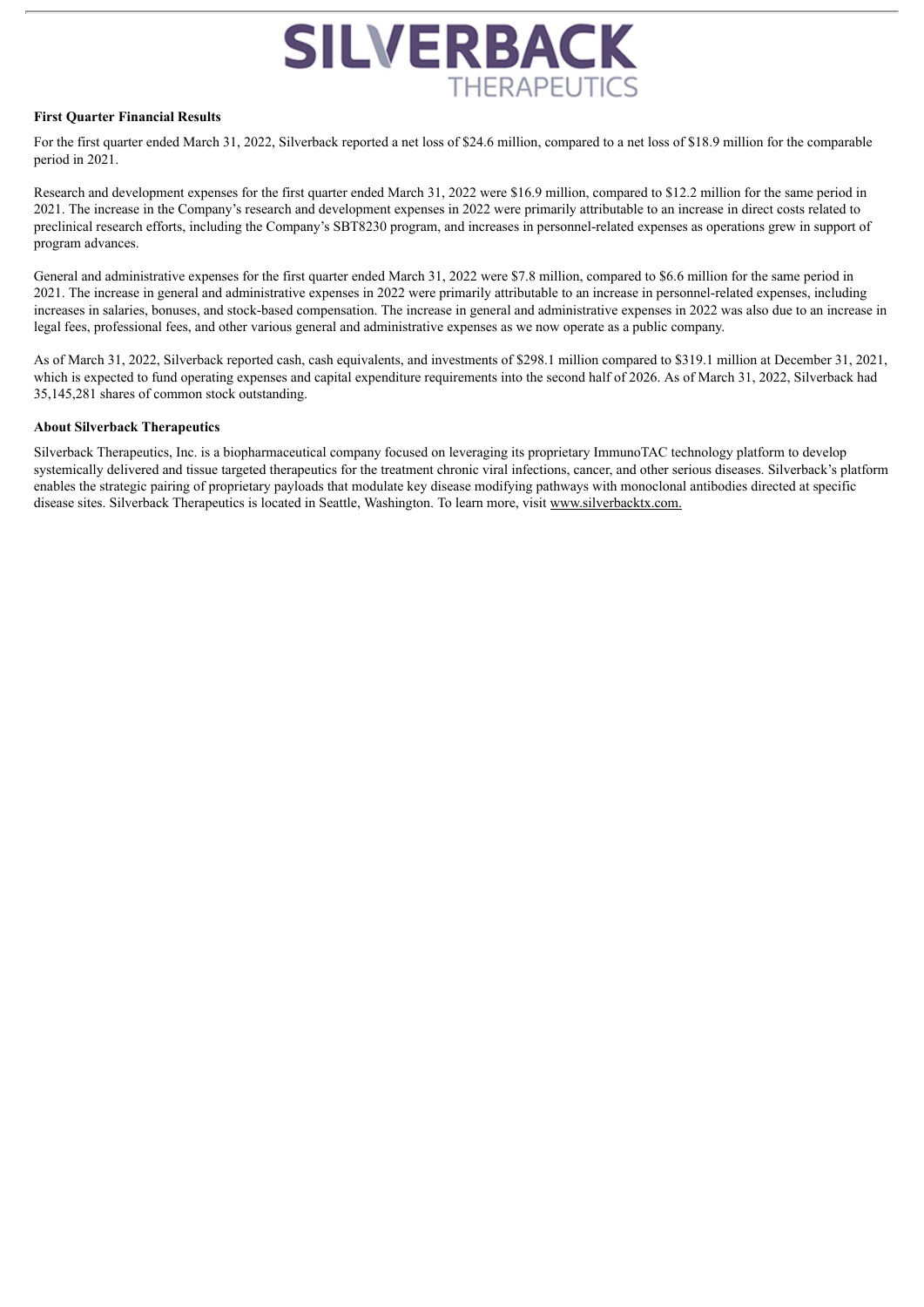**First Quarter Financial Results**

For the first quarter ended March 31, 2022, Silverback reported a net loss of $24.6 million, compared to a net loss of $18.9 million for the comparable period in 2021.

Research and development expenses for the first quarter ended March 31, 2022 were $16.9 million, compared to $12.2 million for the same period in 2021. The increase in the Company's research and development expenses in 2022 were primarily attributable to an increase in direct costs related to preclinical research efforts, including the Company's SBT8230 program, and increases in personnel-related expenses as operations grew in support of program advances.

General and administrative expenses for the first quarter ended March 31, 2022 were $7.8 million, compared to $6.6 million for the same period in 2021. The increase in general and administrative expenses in 2022 were primarily attributable to an increase in personnel-related expenses, including increases in salaries, bonuses, and stock-based compensation. The increase in general and administrative expenses in 2022 was also due to an increase in legal fees, professional fees, and other various general and administrative expenses as we now operate as a public company.

As of March 31, 2022, Silverback reported cash, cash equivalents, and investments of $298.1 million compared to $319.1 million at December 31, 2021, which is expected to fund operating expenses and capital expenditure requirements into the second half of 2026. As of March 31, 2022, Silverback had 35,145,281 shares of common stock outstanding.

**About Silverback Therapeutics**

Silverback Therapeutics, Inc. is a biopharmaceutical company focused on leveraging its proprietary ImmunoTAC technology platform to develop systemically delivered and tissue targeted therapeutics for the treatment chronic viral infections, cancer, and other serious diseases. Silverback's platform enables the strategic pairing of proprietary payloads that modulate key disease modifying pathways with monoclonal antibodies directed at specific disease sites. Silverback Therapeutics is located in Seattle, Washington. To learn more, visit www.silverbacktx.com.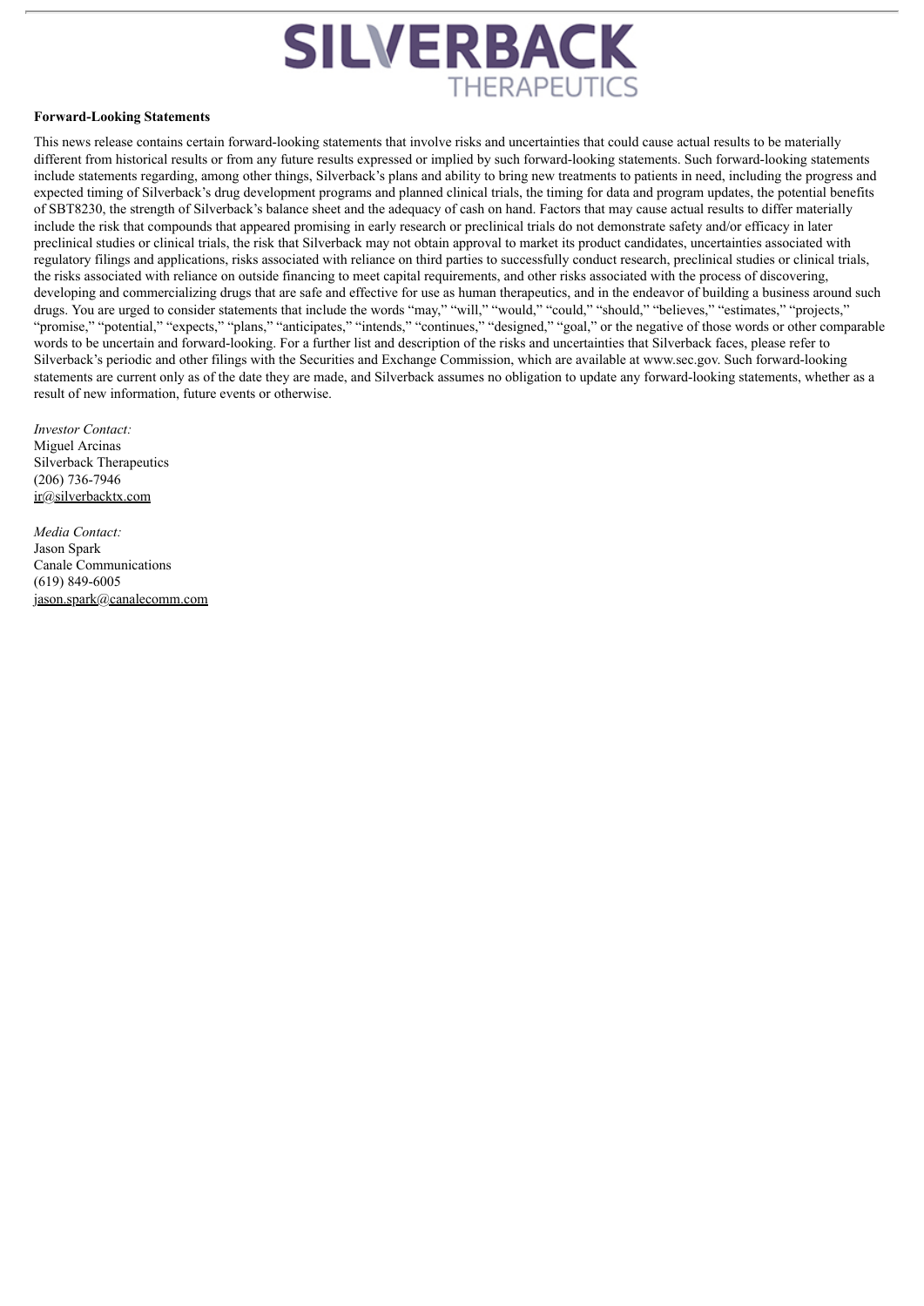**Forward-Looking Statements**

This news release contains certain forward-looking statements that involve risks and uncertainties that could cause actual results to be materially different from historical results or from any future results expressed or implied by such forward-looking statements. Such forward-looking statements include statements regarding, among other things, Silverback's plans and ability to bring new treatments to patients in need, including the progress and expected timing of Silverback's drug development programs and planned clinical trials, the timing for data and program updates, the potential benefits of SBT8230, the strength of Silverback's balance sheet and the adequacy of cash on hand. Factors that may cause actual results to differ materially include the risk that compounds that appeared promising in early research or preclinical trials do not demonstrate safety and/or efficacy in later preclinical studies or clinical trials, the risk that Silverback may not obtain approval to market its product candidates, uncertainties associated with regulatory filings and applications, risks associated with reliance on third parties to successfully conduct research, preclinical studies or clinical trials, the risks associated with reliance on outside financing to meet capital requirements, and other risks associated with the process of discovering, developing and commercializing drugs that are safe and effective for use as human therapeutics, and in the endeavor of building a business around such drugs. You are urged to consider statements that include the words "may," "will," "would," "could," "should," "believes," "estimates," "projects," "promise," "potential," "expects," "plans," "anticipates," "intends," "continues," "designed," "goal," or the negative of those words or other comparable words to be uncertain and forward-looking. For a further list and description of the risks and uncertainties that Silverback faces, please refer to Silverback's periodic and other filings with the Securities and Exchange Commission, which are available at www.sec.gov. Such forward-looking statements are current only as of the date they are made, and Silverback assumes no obligation to update any forward-looking statements, whether as a result of new information, future events or otherwise.

*Investor Contact:*
Miguel Arcinas
Silverback Therapeutics
(206) 736-7946
ir@silverbacktx.com

*Media Contact:*
Jason Spark
Canale Communications
(619) 849-6005
jason.spark@canalecomm.com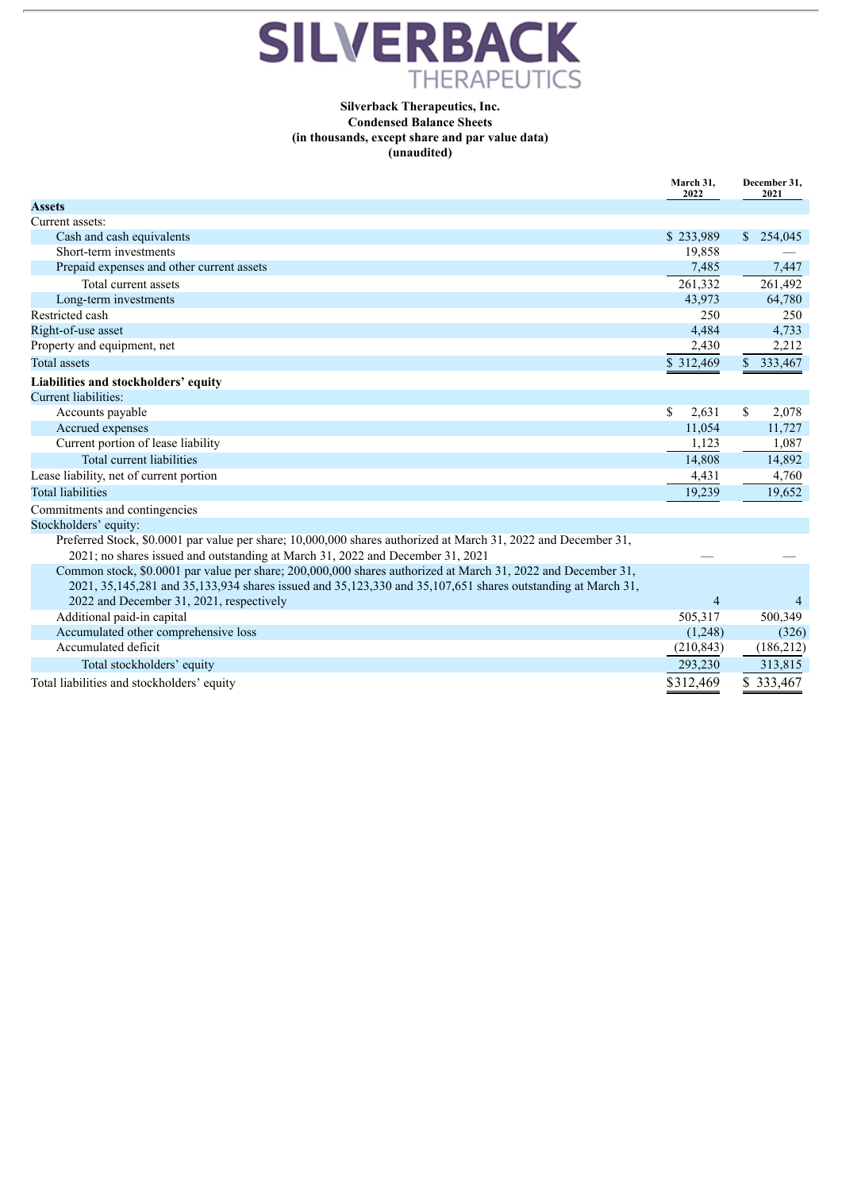# SILVERBACK THERAPEUTICS

**Silverback Therapeutics, Inc.**
**Condensed Balance Sheets**
**(in thousands, except share and par value data)**
**(unaudited)**

| | March 31, 2022 | December 31, 2021 |
|---|---|---|
| **Assets** | | |
| Current assets: | | |
| Cash and cash equivalents | $ 233,989 | $ 254,045 |
| Short-term investments | 19,858 | — |
| Prepaid expenses and other current assets | 7,485 | 7,447 |
| Total current assets | 261,332 | 261,492 |
| Long-term investments | 43,973 | 64,780 |
| Restricted cash | 250 | 250 |
| Right-of-use asset | 4,484 | 4,733 |
| Property and equipment, net | 2,430 | 2,212 |
| Total assets | $ 312,469 | $ 333,467 |
| **Liabilities and stockholders' equity** | | |
| Current liabilities: | | |
| Accounts payable | $ 2,631 | $ 2,078 |
| Accrued expenses | 11,054 | 11,727 |
| Current portion of lease liability | 1,123 | 1,087 |
| Total current liabilities | 14,808 | 14,892 |
| Lease liability, net of current portion | 4,431 | 4,760 |
| Total liabilities | 19,239 | 19,652 |
| Commitments and contingencies | | |
| Stockholders' equity: | | |
| Preferred Stock, $0.0001 par value per share; 10,000,000 shares authorized at March 31, 2022 and December 31, 2021; no shares issued and outstanding at March 31, 2022 and December 31, 2021 | — | — |
| Common stock, $0.0001 par value per share; 200,000,000 shares authorized at March 31, 2022 and December 31, 2021, 35,145,281 and 35,133,934 shares issued and 35,123,330 and 35,107,651 shares outstanding at March 31, 2022 and December 31, 2021, respectively | 4 | 4 |
| Additional paid-in capital | 505,317 | 500,349 |
| Accumulated other comprehensive loss | (1,248) | (326) |
| Accumulated deficit | (210,843) | (186,212) |
| Total stockholders' equity | 293,230 | 313,815 |
| Total liabilities and stockholders' equity | $312,469 | $ 333,467 |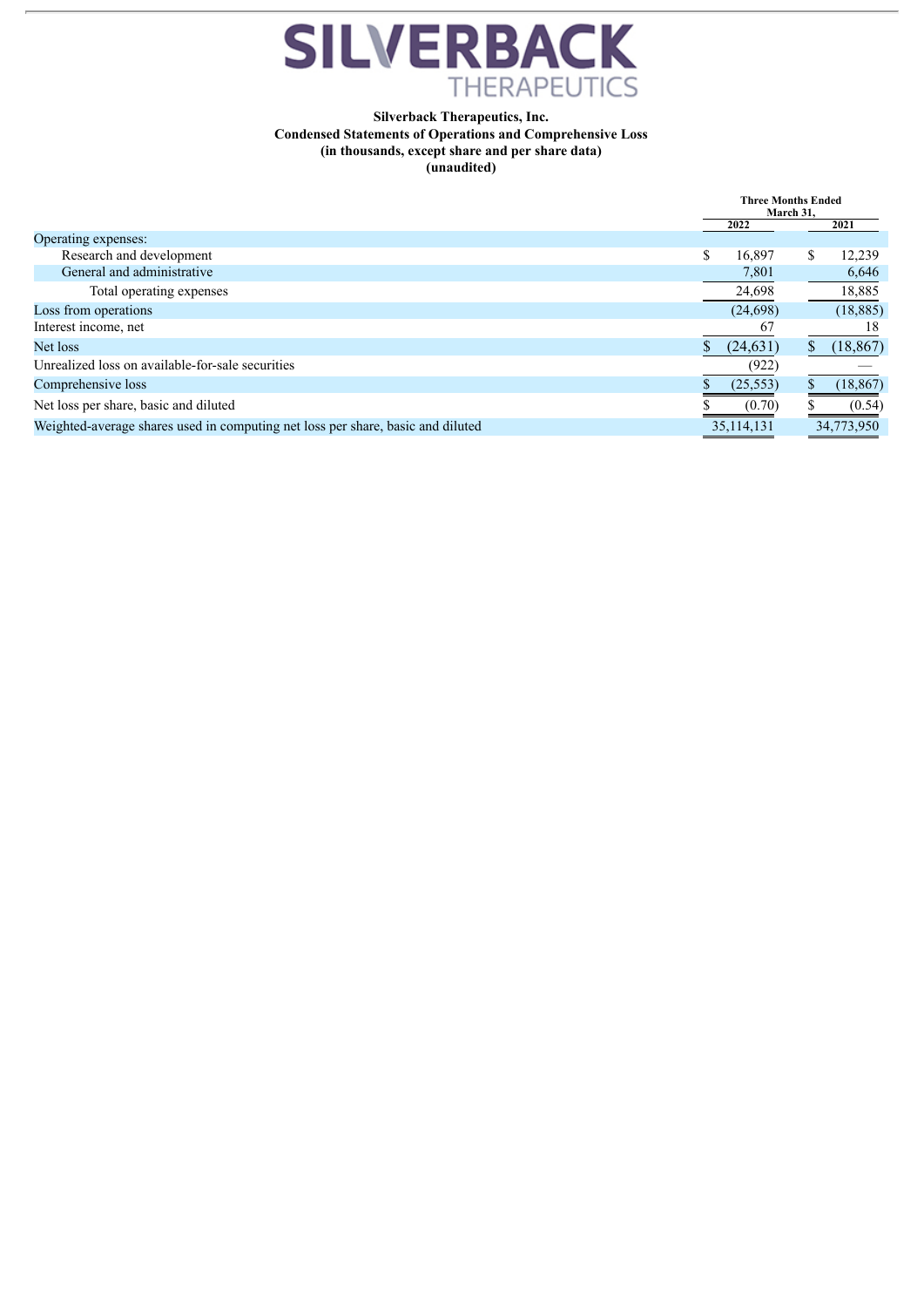# SILVERBACK THERAPEUTICS

**Silverback Therapeutics, Inc.**
**Condensed Statements of Operations and Comprehensive Loss**
**(in thousands, except share and per share data)**
**(unaudited)**

| | Three Months Ended March 31, 2022 | Three Months Ended March 31, 2021 |
|---|---|---|
| Operating expenses: | | |
| Research and development | $ 16,897 | $ 12,239 |
| General and administrative | 7,801 | 6,646 |
| Total operating expenses | 24,698 | 18,885 |
| Loss from operations | (24,698) | (18,885) |
| Interest income, net | 67 | 18 |
| Net loss | $ (24,631) | $ (18,867) |
| Unrealized loss on available-for-sale securities | (922) | — |
| Comprehensive loss | $ (25,553) | $ (18,867) |
| Net loss per share, basic and diluted | $ (0.70) | $ (0.54) |
| Weighted-average shares used in computing net loss per share, basic and diluted | 35,114,131 | 34,773,950 |